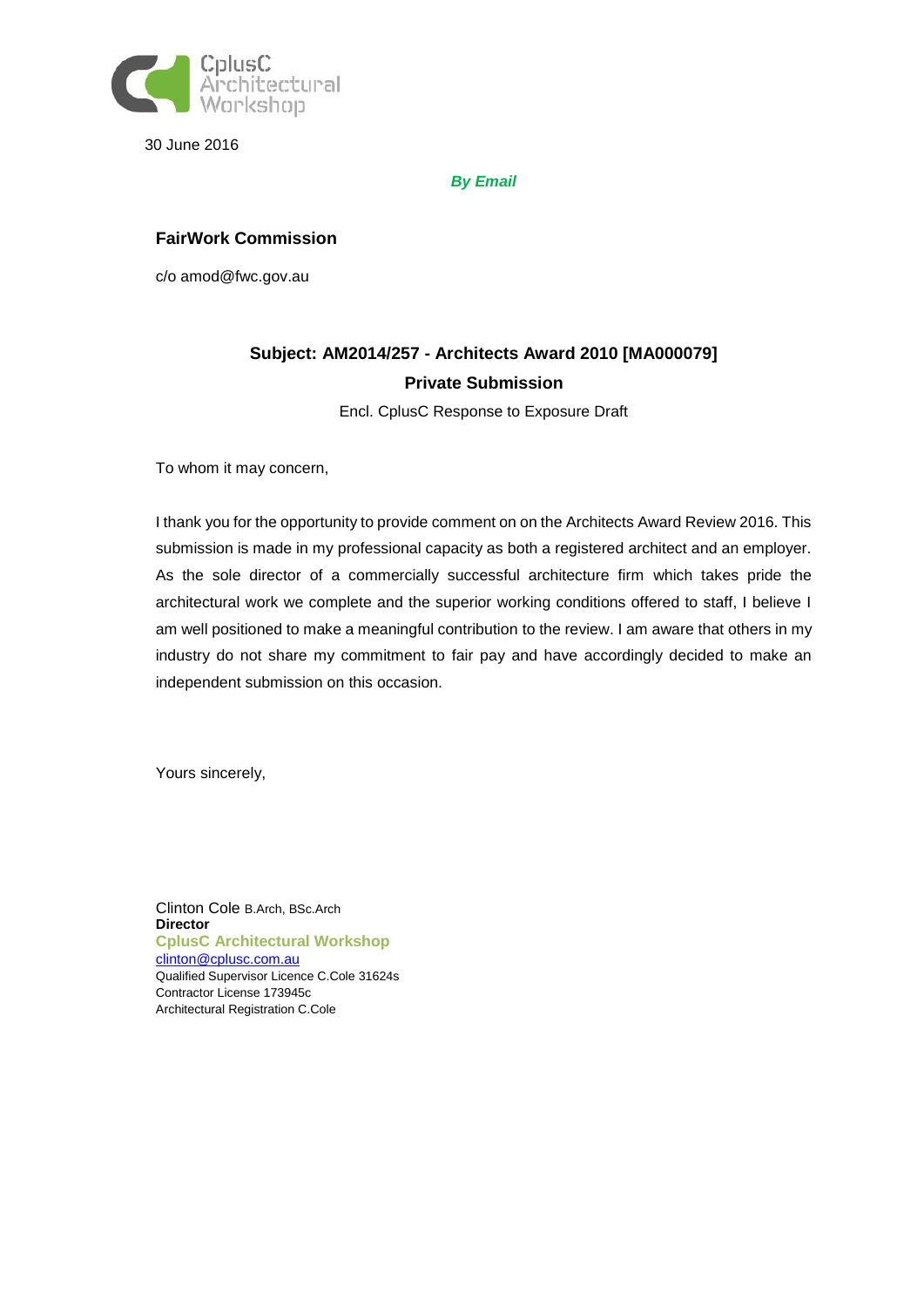CplusC Architectural Workshop

30 June 2016

***By Email***

**FairWork Commission**

c/o amod@fwc.gov.au

**Subject: AM2014/257 - Architects Award 2010 [MA000079]**

**Private Submission**

Encl. CplusC Response to Exposure Draft

To whom it may concern,

I thank you for the opportunity to provide comment on on the Architects Award Review 2016. This submission is made in my professional capacity as both a registered architect and an employer. As the sole director of a commercially successful architecture firm which takes pride the architectural work we complete and the superior working conditions offered to staff, I believe I am well positioned to make a meaningful contribution to the review. I am aware that others in my industry do not share my commitment to fair pay and have accordingly decided to make an independent submission on this occasion.

Yours sincerely,

Clinton Cole B.Arch, BSc.Arch
**Director**
**CplusC Architectural Workshop**
clinton@cplusc.com.au
Qualified Supervisor Licence C.Cole 31624s
Contractor License 173945c
Architectural Registration C.Cole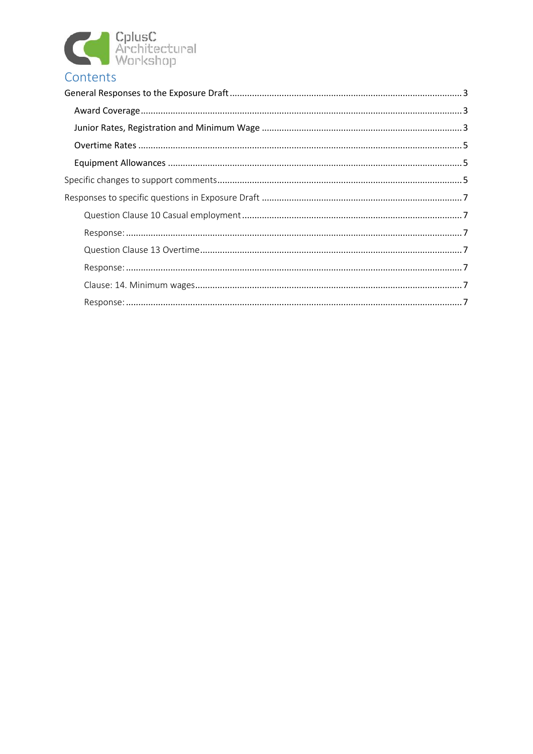CplusC Architectural Workshop

# Contents

General Responses to the Exposure Draft .......... 3

- Award Coverage .......... 3
- Junior Rates, Registration and Minimum Wage .......... 3
- Overtime Rates .......... 5
- Equipment Allowances .......... 5

Specific changes to support comments .......... 5

Responses to specific questions in Exposure Draft .......... 7

- Question Clause 10 Casual employment .......... 7
- Response: .......... 7
- Question Clause 13 Overtime .......... 7
- Response: .......... 7
- Clause: 14. Minimum wages .......... 7
- Response: .......... 7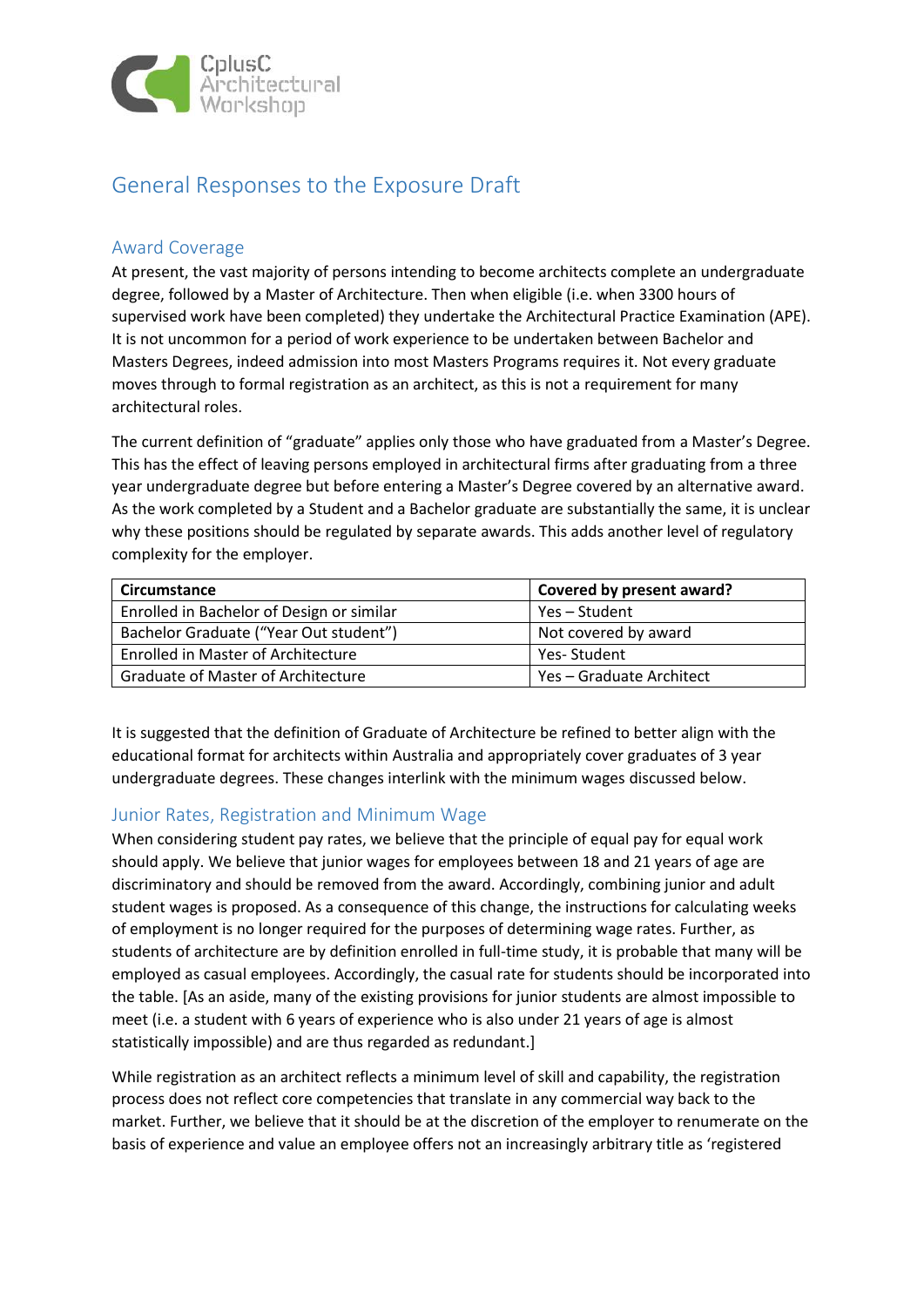# General Responses to the Exposure Draft

## Award Coverage

At present, the vast majority of persons intending to become architects complete an undergraduate degree, followed by a Master of Architecture. Then when eligible (i.e. when 3300 hours of supervised work have been completed) they undertake the Architectural Practice Examination (APE). It is not uncommon for a period of work experience to be undertaken between Bachelor and Masters Degrees, indeed admission into most Masters Programs requires it. Not every graduate moves through to formal registration as an architect, as this is not a requirement for many architectural roles.

The current definition of "graduate" applies only those who have graduated from a Master's Degree. This has the effect of leaving persons employed in architectural firms after graduating from a three year undergraduate degree but before entering a Master's Degree covered by an alternative award. As the work completed by a Student and a Bachelor graduate are substantially the same, it is unclear why these positions should be regulated by separate awards. This adds another level of regulatory complexity for the employer.

| Circumstance | Covered by present award? |
|---|---|
| Enrolled in Bachelor of Design or similar | Yes – Student |
| Bachelor Graduate ("Year Out student") | Not covered by award |
| Enrolled in Master of Architecture | Yes- Student |
| Graduate of Master of Architecture | Yes – Graduate Architect |

It is suggested that the definition of Graduate of Architecture be refined to better align with the educational format for architects within Australia and appropriately cover graduates of 3 year undergraduate degrees. These changes interlink with the minimum wages discussed below.

## Junior Rates, Registration and Minimum Wage

When considering student pay rates, we believe that the principle of equal pay for equal work should apply. We believe that junior wages for employees between 18 and 21 years of age are discriminatory and should be removed from the award. Accordingly, combining junior and adult student wages is proposed. As a consequence of this change, the instructions for calculating weeks of employment is no longer required for the purposes of determining wage rates. Further, as students of architecture are by definition enrolled in full-time study, it is probable that many will be employed as casual employees. Accordingly, the casual rate for students should be incorporated into the table. [As an aside, many of the existing provisions for junior students are almost impossible to meet (i.e. a student with 6 years of experience who is also under 21 years of age is almost statistically impossible) and are thus regarded as redundant.]

While registration as an architect reflects a minimum level of skill and capability, the registration process does not reflect core competencies that translate in any commercial way back to the market. Further, we believe that it should be at the discretion of the employer to renumerate on the basis of experience and value an employee offers not an increasingly arbitrary title as 'registered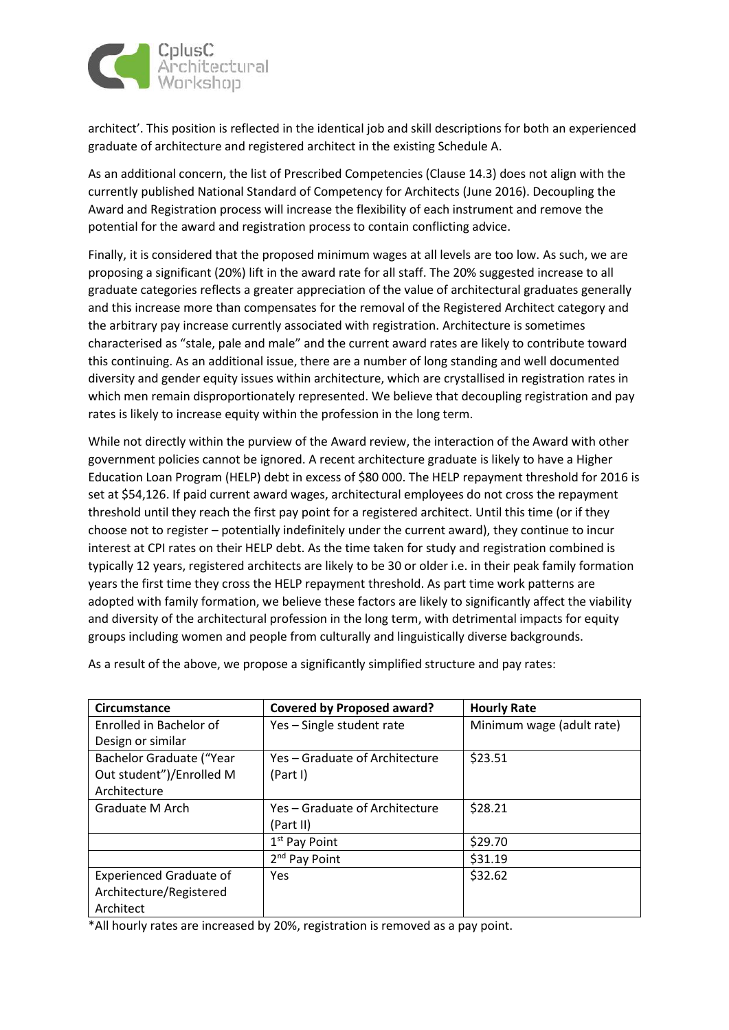architect'. This position is reflected in the identical job and skill descriptions for both an experienced graduate of architecture and registered architect in the existing Schedule A.

As an additional concern, the list of Prescribed Competencies (Clause 14.3) does not align with the currently published National Standard of Competency for Architects (June 2016). Decoupling the Award and Registration process will increase the flexibility of each instrument and remove the potential for the award and registration process to contain conflicting advice.

Finally, it is considered that the proposed minimum wages at all levels are too low. As such, we are proposing a significant (20%) lift in the award rate for all staff. The 20% suggested increase to all graduate categories reflects a greater appreciation of the value of architectural graduates generally and this increase more than compensates for the removal of the Registered Architect category and the arbitrary pay increase currently associated with registration. Architecture is sometimes characterised as "stale, pale and male" and the current award rates are likely to contribute toward this continuing. As an additional issue, there are a number of long standing and well documented diversity and gender equity issues within architecture, which are crystallised in registration rates in which men remain disproportionately represented. We believe that decoupling registration and pay rates is likely to increase equity within the profession in the long term.

While not directly within the purview of the Award review, the interaction of the Award with other government policies cannot be ignored. A recent architecture graduate is likely to have a Higher Education Loan Program (HELP) debt in excess of $80 000. The HELP repayment threshold for 2016 is set at $54,126. If paid current award wages, architectural employees do not cross the repayment threshold until they reach the first pay point for a registered architect. Until this time (or if they choose not to register – potentially indefinitely under the current award), they continue to incur interest at CPI rates on their HELP debt. As the time taken for study and registration combined is typically 12 years, registered architects are likely to be 30 or older i.e. in their peak family formation years the first time they cross the HELP repayment threshold. As part time work patterns are adopted with family formation, we believe these factors are likely to significantly affect the viability and diversity of the architectural profession in the long term, with detrimental impacts for equity groups including women and people from culturally and linguistically diverse backgrounds.

As a result of the above, we propose a significantly simplified structure and pay rates:

| Circumstance | Covered by Proposed award? | Hourly Rate |
|---|---|---|
| Enrolled in Bachelor of Design or similar | Yes – Single student rate | Minimum wage (adult rate) |
| Bachelor Graduate ("Year Out student")/Enrolled M Architecture | Yes – Graduate of Architecture (Part I) | $23.51 |
| Graduate M Arch | Yes – Graduate of Architecture (Part II) | $28.21 |
| | 1st Pay Point | $29.70 |
| | 2nd Pay Point | $31.19 |
| Experienced Graduate of Architecture/Registered Architect | Yes | $32.62 |

*All hourly rates are increased by 20%, registration is removed as a pay point.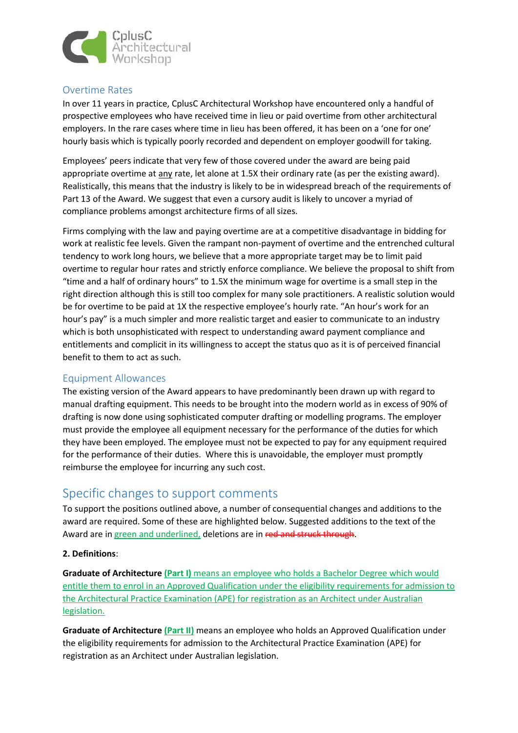## Overtime Rates

In over 11 years in practice, CplusC Architectural Workshop have encountered only a handful of prospective employees who have received time in lieu or paid overtime from other architectural employers. In the rare cases where time in lieu has been offered, it has been on a 'one for one' hourly basis which is typically poorly recorded and dependent on employer goodwill for taking.

Employees' peers indicate that very few of those covered under the award are being paid appropriate overtime at <u>any</u> rate, let alone at 1.5X their ordinary rate (as per the existing award). Realistically, this means that the industry is likely to be in widespread breach of the requirements of Part 13 of the Award. We suggest that even a cursory audit is likely to uncover a myriad of compliance problems amongst architecture firms of all sizes.

Firms complying with the law and paying overtime are at a competitive disadvantage in bidding for work at realistic fee levels. Given the rampant non-payment of overtime and the entrenched cultural tendency to work long hours, we believe that a more appropriate target may be to limit paid overtime to regular hour rates and strictly enforce compliance. We believe the proposal to shift from "time and a half of ordinary hours" to 1.5X the minimum wage for overtime is a small step in the right direction although this is still too complex for many sole practitioners. A realistic solution would be for overtime to be paid at 1X the respective employee's hourly rate. "An hour's work for an hour's pay" is a much simpler and more realistic target and easier to communicate to an industry which is both unsophisticated with respect to understanding award payment compliance and entitlements and complicit in its willingness to accept the status quo as it is of perceived financial benefit to them to act as such.

## Equipment Allowances

The existing version of the Award appears to have predominantly been drawn up with regard to manual drafting equipment. This needs to be brought into the modern world as in excess of 90% of drafting is now done using sophisticated computer drafting or modelling programs. The employer must provide the employee all equipment necessary for the performance of the duties for which they have been employed. The employee must not be expected to pay for any equipment required for the performance of their duties. Where this is unavoidable, the employer must promptly reimburse the employee for incurring any such cost.

# Specific changes to support comments

To support the positions outlined above, a number of consequential changes and additions to the award are required. Some of these are highlighted below. Suggested additions to the text of the Award are in <u>green and underlined,</u> deletions are in ~~red and struck through~~.

**2. Definitions**:

**Graduate of Architecture** <u>**(Part I)** means an employee who holds a Bachelor Degree which would entitle them to enrol in an Approved Qualification under the eligibility requirements for admission to the Architectural Practice Examination (APE) for registration as an Architect under Australian legislation.</u>

**Graduate of Architecture** <u>**(Part II)**</u> means an employee who holds an Approved Qualification under the eligibility requirements for admission to the Architectural Practice Examination (APE) for registration as an Architect under Australian legislation.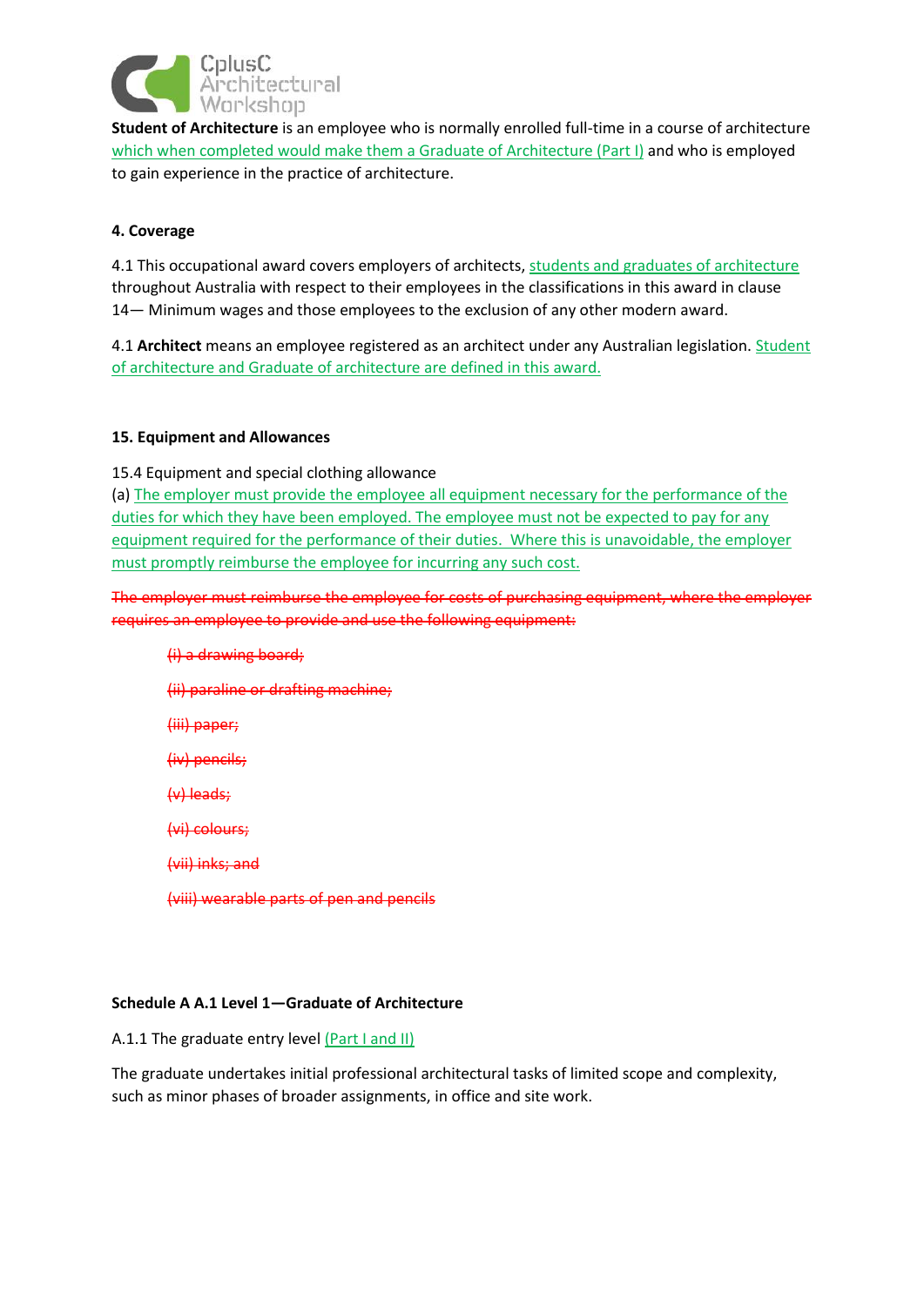**Student of Architecture** is an employee who is normally enrolled full-time in a course of architecture which when completed would make them a Graduate of Architecture (Part I) and who is employed to gain experience in the practice of architecture.

**4. Coverage**

4.1 This occupational award covers employers of architects, students and graduates of architecture throughout Australia with respect to their employees in the classifications in this award in clause 14— Minimum wages and those employees to the exclusion of any other modern award.

4.1 **Architect** means an employee registered as an architect under any Australian legislation. Student of architecture and Graduate of architecture are defined in this award.

**15. Equipment and Allowances**

15.4 Equipment and special clothing allowance

(a) The employer must provide the employee all equipment necessary for the performance of the duties for which they have been employed. The employee must not be expected to pay for any equipment required for the performance of their duties. Where this is unavoidable, the employer must promptly reimburse the employee for incurring any such cost.

~~The employer must reimburse the employee for costs of purchasing equipment, where the employer requires an employee to provide and use the following equipment:~~

~~(i) a drawing board;~~

~~(ii) paraline or drafting machine;~~

~~(iii) paper;~~

~~(iv) pencils;~~

~~(v) leads;~~

~~(vi) colours;~~

~~(vii) inks; and~~

~~(viii) wearable parts of pen and pencils~~

**Schedule A A.1 Level 1—Graduate of Architecture**

A.1.1 The graduate entry level (Part I and II)

The graduate undertakes initial professional architectural tasks of limited scope and complexity, such as minor phases of broader assignments, in office and site work.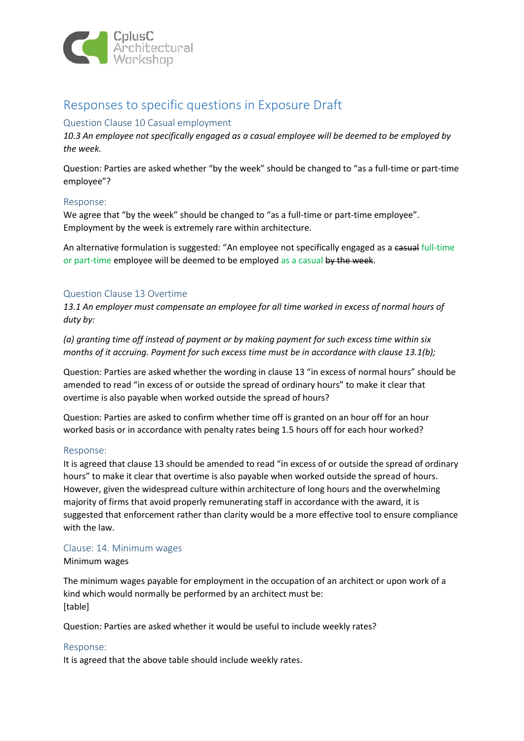# Responses to specific questions in Exposure Draft

## Question Clause 10 Casual employment

*10.3 An employee not specifically engaged as a casual employee will be deemed to be employed by the week.*

Question: Parties are asked whether "by the week" should be changed to "as a full-time or part-time employee"?

### Response:

We agree that "by the week" should be changed to "as a full-time or part-time employee". Employment by the week is extremely rare within architecture.

An alternative formulation is suggested: "An employee not specifically engaged as a ~~casual~~ full-time or part-time employee will be deemed to be employed as a casual ~~by the week~~.

## Question Clause 13 Overtime

*13.1 An employer must compensate an employee for all time worked in excess of normal hours of duty by:*

*(a) granting time off instead of payment or by making payment for such excess time within six months of it accruing. Payment for such excess time must be in accordance with clause 13.1(b);*

Question: Parties are asked whether the wording in clause 13 "in excess of normal hours" should be amended to read "in excess of or outside the spread of ordinary hours" to make it clear that overtime is also payable when worked outside the spread of hours?

Question: Parties are asked to confirm whether time off is granted on an hour off for an hour worked basis or in accordance with penalty rates being 1.5 hours off for each hour worked?

### Response:

It is agreed that clause 13 should be amended to read "in excess of or outside the spread of ordinary hours" to make it clear that overtime is also payable when worked outside the spread of hours. However, given the widespread culture within architecture of long hours and the overwhelming majority of firms that avoid properly remunerating staff in accordance with the award, it is suggested that enforcement rather than clarity would be a more effective tool to ensure compliance with the law.

## Clause: 14. Minimum wages

Minimum wages

The minimum wages payable for employment in the occupation of an architect or upon work of a kind which would normally be performed by an architect must be:
[table]

Question: Parties are asked whether it would be useful to include weekly rates?

### Response:

It is agreed that the above table should include weekly rates.